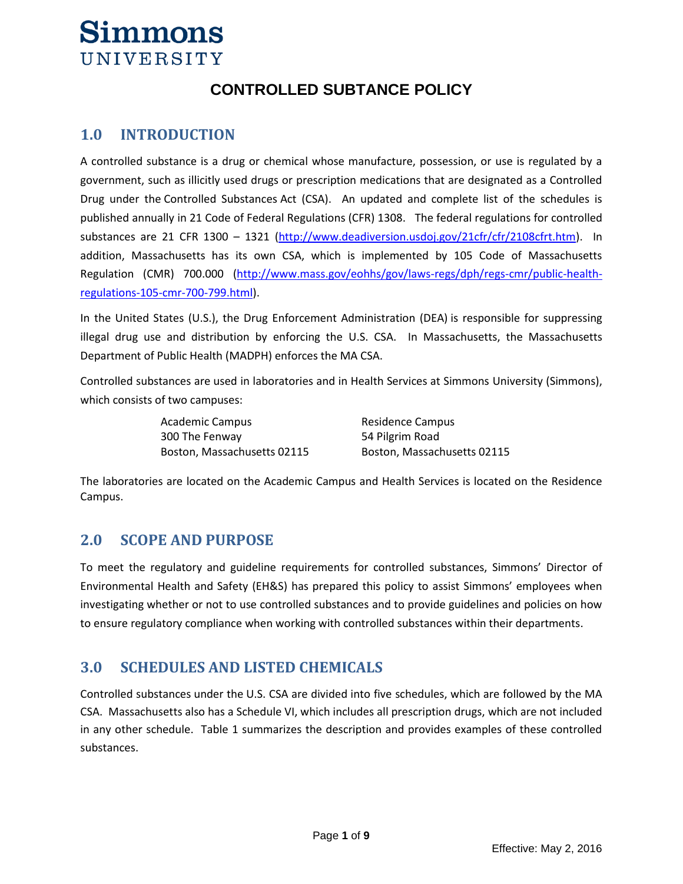Simmons
UNIVERSITY

# CONTROLLED SUBTANCE POLICY

## 1.0 INTRODUCTION

A controlled substance is a drug or chemical whose manufacture, possession, or use is regulated by a government, such as illicitly used drugs or prescription medications that are designated as a Controlled Drug under the Controlled Substances Act (CSA). An updated and complete list of the schedules is published annually in 21 Code of Federal Regulations (CFR) 1308. The federal regulations for controlled substances are 21 CFR 1300 – 1321 (http://www.deadiversion.usdoj.gov/21cfr/cfr/2108cfrt.htm). In addition, Massachusetts has its own CSA, which is implemented by 105 Code of Massachusetts Regulation (CMR) 700.000 (http://www.mass.gov/eohhs/gov/laws-regs/dph/regs-cmr/public-health-regulations-105-cmr-700-799.html).

In the United States (U.S.), the Drug Enforcement Administration (DEA) is responsible for suppressing illegal drug use and distribution by enforcing the U.S. CSA. In Massachusetts, the Massachusetts Department of Public Health (MADPH) enforces the MA CSA.

Controlled substances are used in laboratories and in Health Services at Simmons University (Simmons), which consists of two campuses:

| | |
|---|---|
| Academic Campus | Residence Campus |
| 300 The Fenway | 54 Pilgrim Road |
| Boston, Massachusetts 02115 | Boston, Massachusetts 02115 |

The laboratories are located on the Academic Campus and Health Services is located on the Residence Campus.

## 2.0 SCOPE AND PURPOSE

To meet the regulatory and guideline requirements for controlled substances, Simmons' Director of Environmental Health and Safety (EH&S) has prepared this policy to assist Simmons' employees when investigating whether or not to use controlled substances and to provide guidelines and policies on how to ensure regulatory compliance when working with controlled substances within their departments.

## 3.0 SCHEDULES AND LISTED CHEMICALS

Controlled substances under the U.S. CSA are divided into five schedules, which are followed by the MA CSA. Massachusetts also has a Schedule VI, which includes all prescription drugs, which are not included in any other schedule. Table 1 summarizes the description and provides examples of these controlled substances.

Effective: May 2, 2016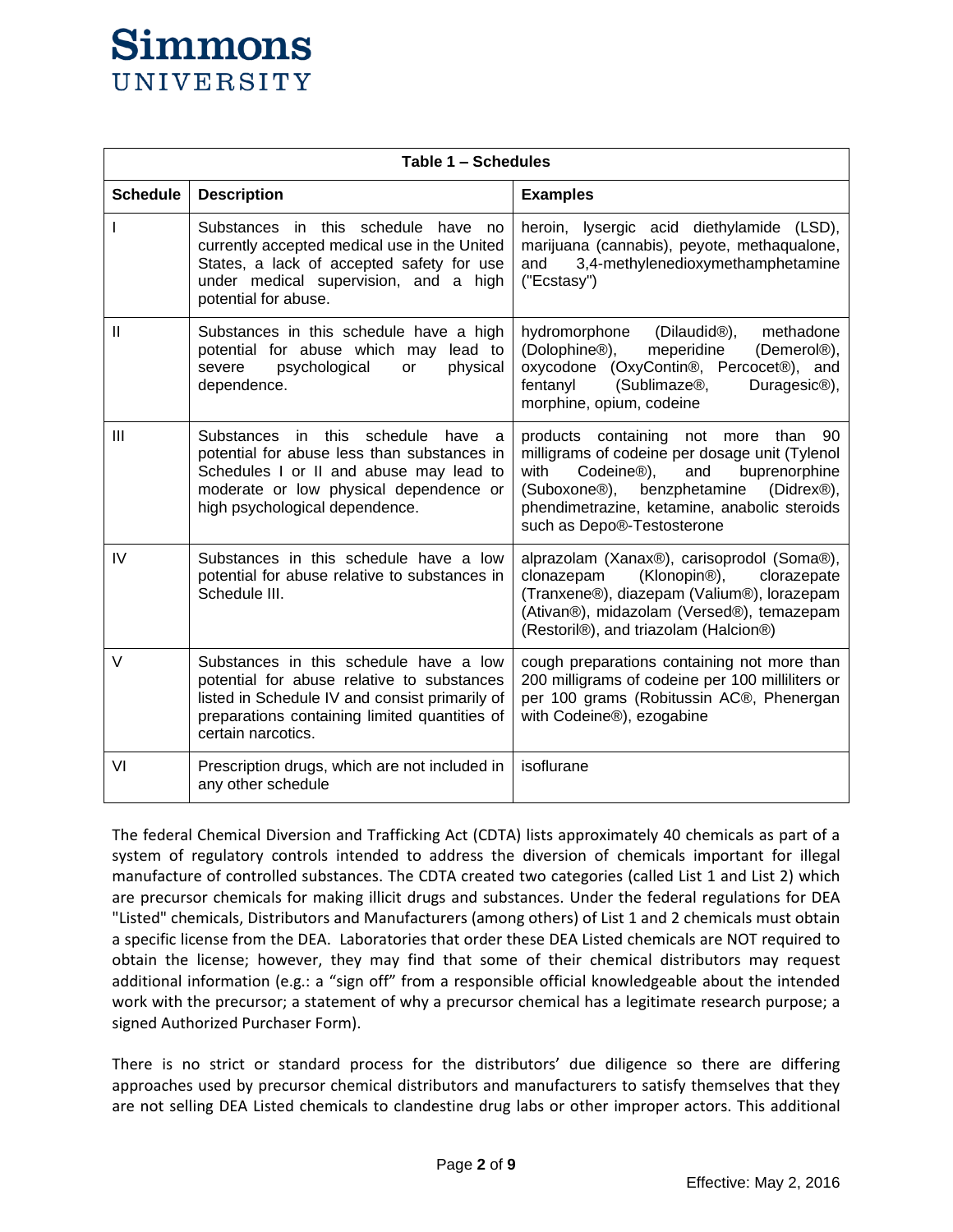Simmons UNIVERSITY

**Table 1 – Schedules**

| Schedule | Description | Examples |
|---|---|---|
| I | Substances in this schedule have no currently accepted medical use in the United States, a lack of accepted safety for use under medical supervision, and a high potential for abuse. | heroin, lysergic acid diethylamide (LSD), marijuana (cannabis), peyote, methaqualone, and 3,4-methylenedioxymethamphetamine ("Ecstasy") |
| II | Substances in this schedule have a high potential for abuse which may lead to severe psychological or physical dependence. | hydromorphone (Dilaudid®), methadone (Dolophine®), meperidine (Demerol®), oxycodone (OxyContin®, Percocet®), and fentanyl (Sublimaze®, Duragesic®), morphine, opium, codeine |
| III | Substances in this schedule have a potential for abuse less than substances in Schedules I or II and abuse may lead to moderate or low physical dependence or high psychological dependence. | products containing not more than 90 milligrams of codeine per dosage unit (Tylenol with Codeine®), and buprenorphine (Suboxone®), benzphetamine (Didrex®), phendimetrazine, ketamine, anabolic steroids such as Depo®-Testosterone |
| IV | Substances in this schedule have a low potential for abuse relative to substances in Schedule III. | alprazolam (Xanax®), carisoprodol (Soma®), clonazepam (Klonopin®), clorazepate (Tranxene®), diazepam (Valium®), lorazepam (Ativan®), midazolam (Versed®), temazepam (Restoril®), and triazolam (Halcion®) |
| V | Substances in this schedule have a low potential for abuse relative to substances listed in Schedule IV and consist primarily of preparations containing limited quantities of certain narcotics. | cough preparations containing not more than 200 milligrams of codeine per 100 milliliters or per 100 grams (Robitussin AC®, Phenergan with Codeine®), ezogabine |
| VI | Prescription drugs, which are not included in any other schedule | isoflurane |

The federal Chemical Diversion and Trafficking Act (CDTA) lists approximately 40 chemicals as part of a system of regulatory controls intended to address the diversion of chemicals important for illegal manufacture of controlled substances. The CDTA created two categories (called List 1 and List 2) which are precursor chemicals for making illicit drugs and substances. Under the federal regulations for DEA "Listed" chemicals, Distributors and Manufacturers (among others) of List 1 and 2 chemicals must obtain a specific license from the DEA. Laboratories that order these DEA Listed chemicals are NOT required to obtain the license; however, they may find that some of their chemical distributors may request additional information (e.g.: a "sign off" from a responsible official knowledgeable about the intended work with the precursor; a statement of why a precursor chemical has a legitimate research purpose; a signed Authorized Purchaser Form).

There is no strict or standard process for the distributors' due diligence so there are differing approaches used by precursor chemical distributors and manufacturers to satisfy themselves that they are not selling DEA Listed chemicals to clandestine drug labs or other improper actors. This additional

Effective: May 2, 2016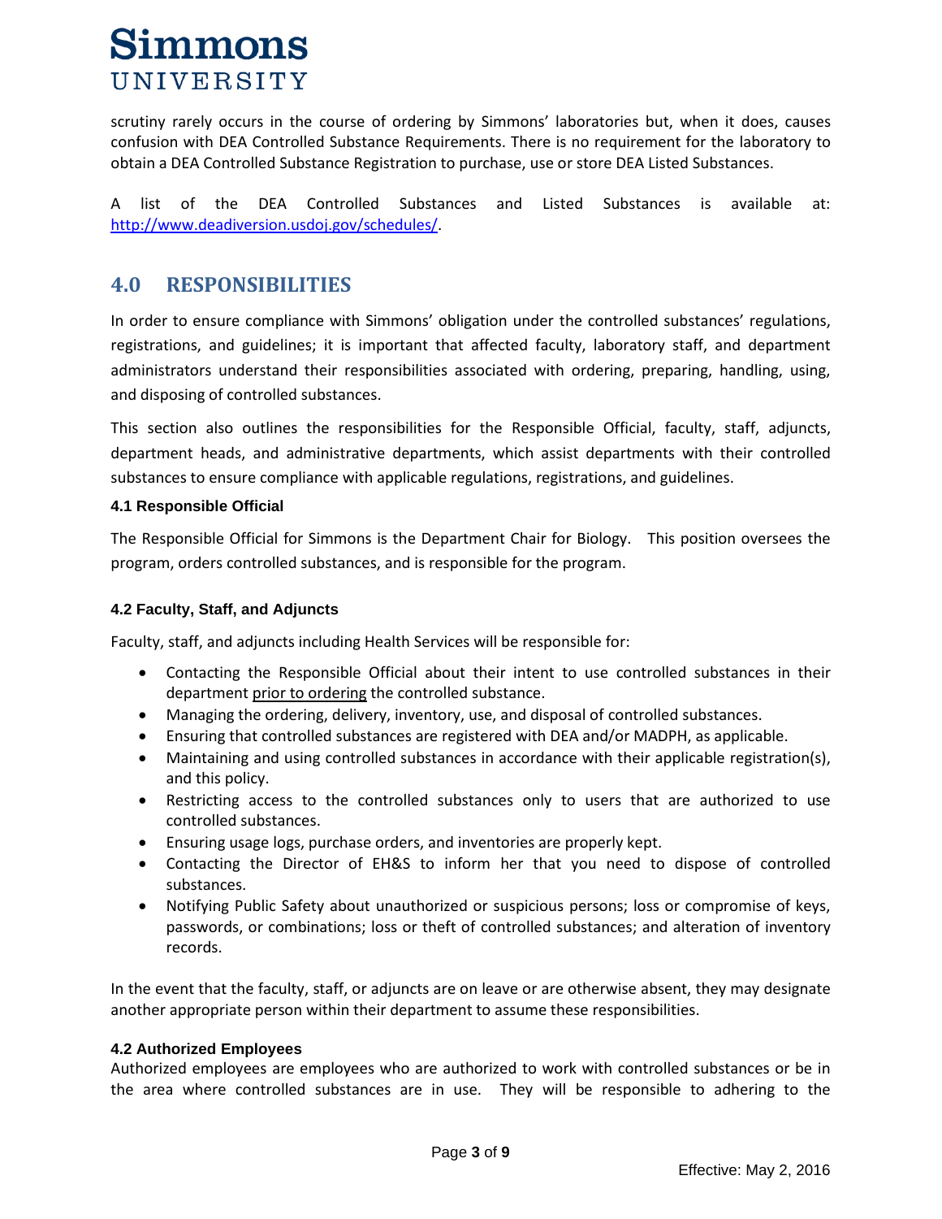scrutiny rarely occurs in the course of ordering by Simmons' laboratories but, when it does, causes confusion with DEA Controlled Substance Requirements. There is no requirement for the laboratory to obtain a DEA Controlled Substance Registration to purchase, use or store DEA Listed Substances.

A list of the DEA Controlled Substances and Listed Substances is available at: http://www.deadiversion.usdoj.gov/schedules/.

## 4.0 RESPONSIBILITIES

In order to ensure compliance with Simmons' obligation under the controlled substances' regulations, registrations, and guidelines; it is important that affected faculty, laboratory staff, and department administrators understand their responsibilities associated with ordering, preparing, handling, using, and disposing of controlled substances.

This section also outlines the responsibilities for the Responsible Official, faculty, staff, adjuncts, department heads, and administrative departments, which assist departments with their controlled substances to ensure compliance with applicable regulations, registrations, and guidelines.

### 4.1 Responsible Official

The Responsible Official for Simmons is the Department Chair for Biology. This position oversees the program, orders controlled substances, and is responsible for the program.

### 4.2 Faculty, Staff, and Adjuncts

Faculty, staff, and adjuncts including Health Services will be responsible for:

- Contacting the Responsible Official about their intent to use controlled substances in their department prior to ordering the controlled substance.
- Managing the ordering, delivery, inventory, use, and disposal of controlled substances.
- Ensuring that controlled substances are registered with DEA and/or MADPH, as applicable.
- Maintaining and using controlled substances in accordance with their applicable registration(s), and this policy.
- Restricting access to the controlled substances only to users that are authorized to use controlled substances.
- Ensuring usage logs, purchase orders, and inventories are properly kept.
- Contacting the Director of EH&S to inform her that you need to dispose of controlled substances.
- Notifying Public Safety about unauthorized or suspicious persons; loss or compromise of keys, passwords, or combinations; loss or theft of controlled substances; and alteration of inventory records.

In the event that the faculty, staff, or adjuncts are on leave or are otherwise absent, they may designate another appropriate person within their department to assume these responsibilities.

### 4.2 Authorized Employees

Authorized employees are employees who are authorized to work with controlled substances or be in the area where controlled substances are in use. They will be responsible to adhering to the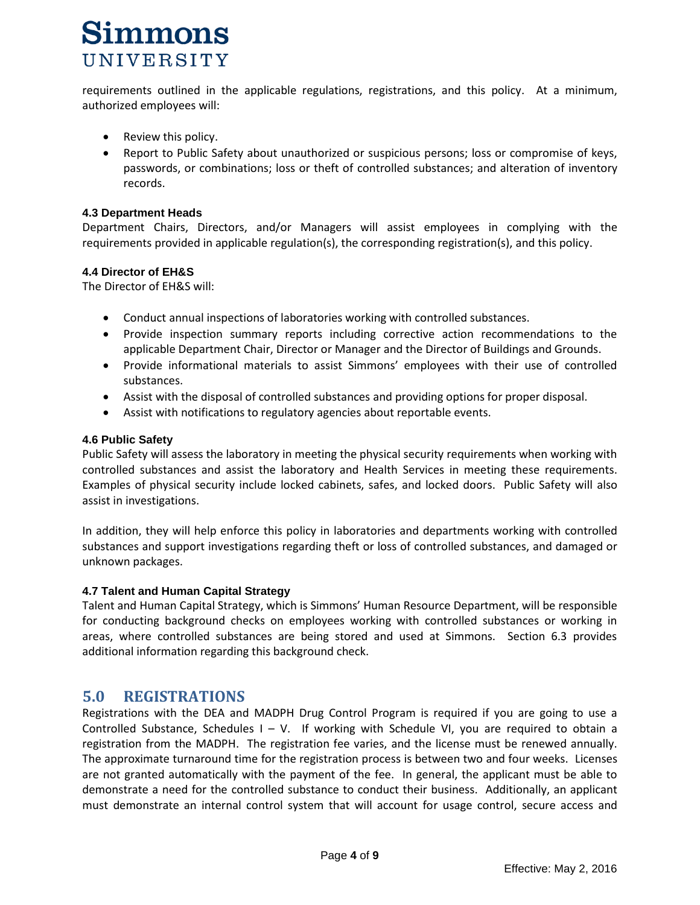requirements outlined in the applicable regulations, registrations, and this policy. At a minimum, authorized employees will:

- Review this policy.
- Report to Public Safety about unauthorized or suspicious persons; loss or compromise of keys, passwords, or combinations; loss or theft of controlled substances; and alteration of inventory records.

### 4.3 Department Heads

Department Chairs, Directors, and/or Managers will assist employees in complying with the requirements provided in applicable regulation(s), the corresponding registration(s), and this policy.

### 4.4 Director of EH&S

The Director of EH&S will:

- Conduct annual inspections of laboratories working with controlled substances.
- Provide inspection summary reports including corrective action recommendations to the applicable Department Chair, Director or Manager and the Director of Buildings and Grounds.
- Provide informational materials to assist Simmons' employees with their use of controlled substances.
- Assist with the disposal of controlled substances and providing options for proper disposal.
- Assist with notifications to regulatory agencies about reportable events.

### 4.6 Public Safety

Public Safety will assess the laboratory in meeting the physical security requirements when working with controlled substances and assist the laboratory and Health Services in meeting these requirements. Examples of physical security include locked cabinets, safes, and locked doors. Public Safety will also assist in investigations.

In addition, they will help enforce this policy in laboratories and departments working with controlled substances and support investigations regarding theft or loss of controlled substances, and damaged or unknown packages.

### 4.7 Talent and Human Capital Strategy

Talent and Human Capital Strategy, which is Simmons' Human Resource Department, will be responsible for conducting background checks on employees working with controlled substances or working in areas, where controlled substances are being stored and used at Simmons. Section 6.3 provides additional information regarding this background check.

## 5.0 REGISTRATIONS

Registrations with the DEA and MADPH Drug Control Program is required if you are going to use a Controlled Substance, Schedules I – V. If working with Schedule VI, you are required to obtain a registration from the MADPH. The registration fee varies, and the license must be renewed annually. The approximate turnaround time for the registration process is between two and four weeks. Licenses are not granted automatically with the payment of the fee. In general, the applicant must be able to demonstrate a need for the controlled substance to conduct their business. Additionally, an applicant must demonstrate an internal control system that will account for usage control, secure access and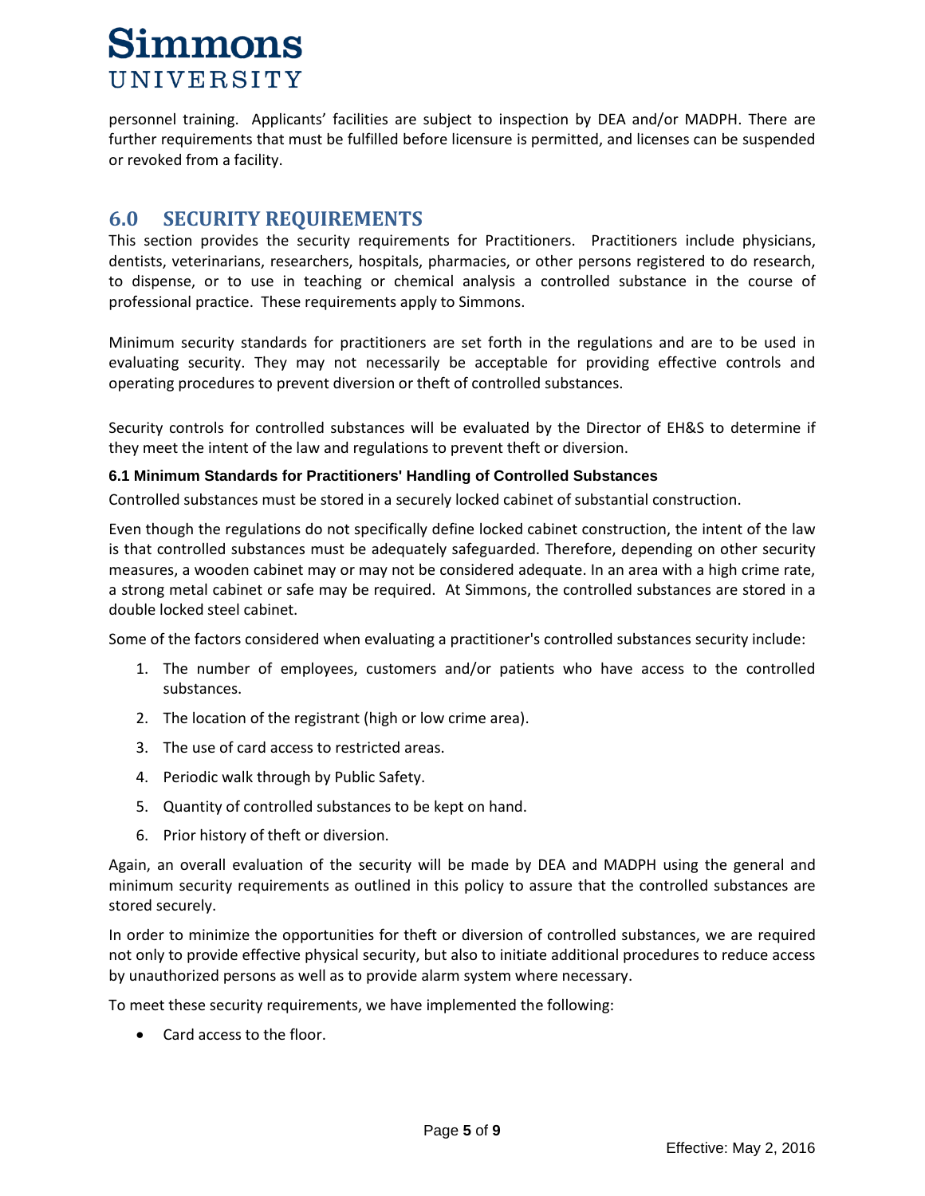personnel training. Applicants' facilities are subject to inspection by DEA and/or MADPH. There are further requirements that must be fulfilled before licensure is permitted, and licenses can be suspended or revoked from a facility.

## 6.0 SECURITY REQUIREMENTS

This section provides the security requirements for Practitioners. Practitioners include physicians, dentists, veterinarians, researchers, hospitals, pharmacies, or other persons registered to do research, to dispense, or to use in teaching or chemical analysis a controlled substance in the course of professional practice. These requirements apply to Simmons.

Minimum security standards for practitioners are set forth in the regulations and are to be used in evaluating security. They may not necessarily be acceptable for providing effective controls and operating procedures to prevent diversion or theft of controlled substances.

Security controls for controlled substances will be evaluated by the Director of EH&S to determine if they meet the intent of the law and regulations to prevent theft or diversion.

### 6.1 Minimum Standards for Practitioners' Handling of Controlled Substances

Controlled substances must be stored in a securely locked cabinet of substantial construction.

Even though the regulations do not specifically define locked cabinet construction, the intent of the law is that controlled substances must be adequately safeguarded. Therefore, depending on other security measures, a wooden cabinet may or may not be considered adequate. In an area with a high crime rate, a strong metal cabinet or safe may be required. At Simmons, the controlled substances are stored in a double locked steel cabinet.

Some of the factors considered when evaluating a practitioner's controlled substances security include:

1. The number of employees, customers and/or patients who have access to the controlled substances.
2. The location of the registrant (high or low crime area).
3. The use of card access to restricted areas.
4. Periodic walk through by Public Safety.
5. Quantity of controlled substances to be kept on hand.
6. Prior history of theft or diversion.

Again, an overall evaluation of the security will be made by DEA and MADPH using the general and minimum security requirements as outlined in this policy to assure that the controlled substances are stored securely.

In order to minimize the opportunities for theft or diversion of controlled substances, we are required not only to provide effective physical security, but also to initiate additional procedures to reduce access by unauthorized persons as well as to provide alarm system where necessary.

To meet these security requirements, we have implemented the following:

- Card access to the floor.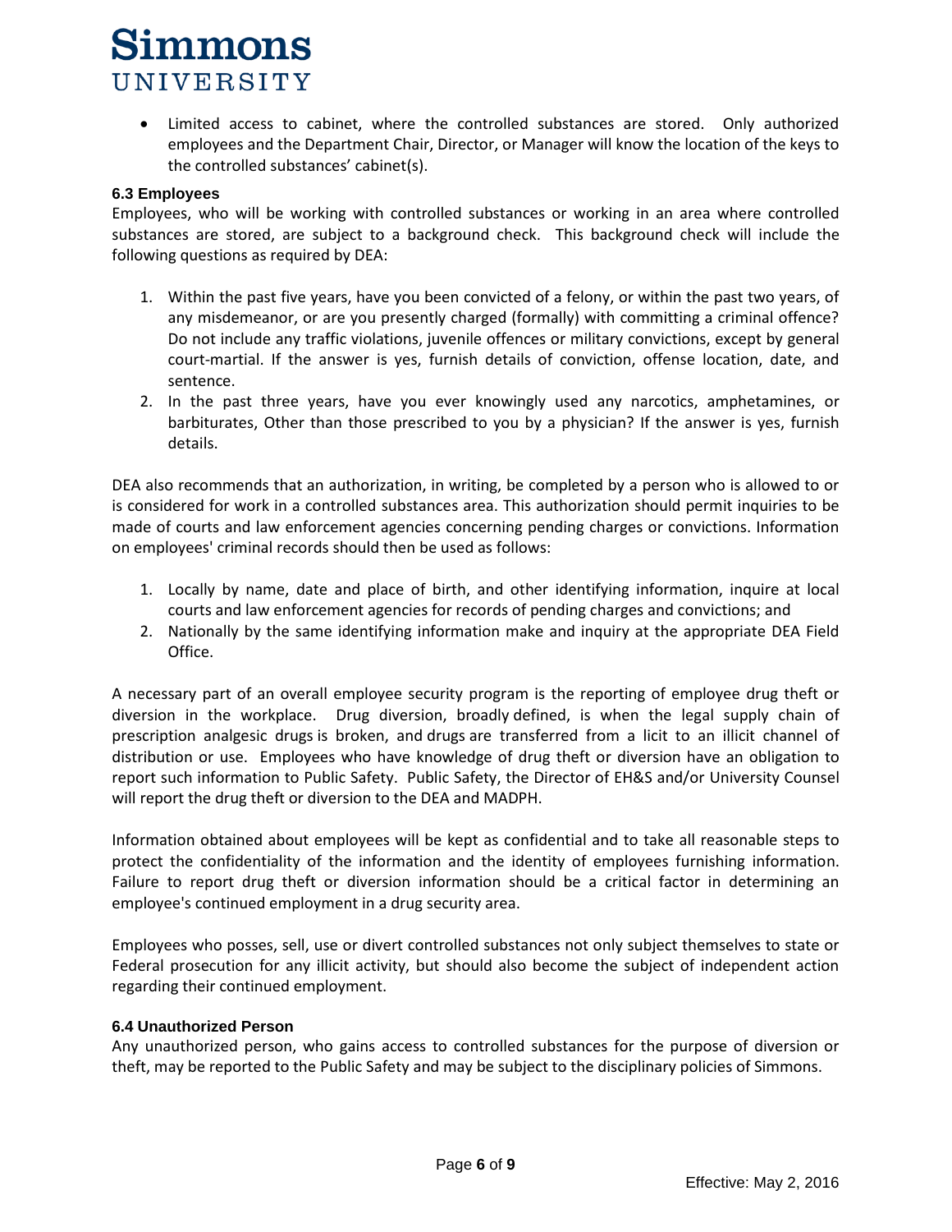- Limited access to cabinet, where the controlled substances are stored. Only authorized employees and the Department Chair, Director, or Manager will know the location of the keys to the controlled substances' cabinet(s).

### 6.3 Employees

Employees, who will be working with controlled substances or working in an area where controlled substances are stored, are subject to a background check. This background check will include the following questions as required by DEA:

1. Within the past five years, have you been convicted of a felony, or within the past two years, of any misdemeanor, or are you presently charged (formally) with committing a criminal offence? Do not include any traffic violations, juvenile offences or military convictions, except by general court-martial. If the answer is yes, furnish details of conviction, offense location, date, and sentence.
2. In the past three years, have you ever knowingly used any narcotics, amphetamines, or barbiturates, Other than those prescribed to you by a physician? If the answer is yes, furnish details.

DEA also recommends that an authorization, in writing, be completed by a person who is allowed to or is considered for work in a controlled substances area. This authorization should permit inquiries to be made of courts and law enforcement agencies concerning pending charges or convictions. Information on employees' criminal records should then be used as follows:

1. Locally by name, date and place of birth, and other identifying information, inquire at local courts and law enforcement agencies for records of pending charges and convictions; and
2. Nationally by the same identifying information make and inquiry at the appropriate DEA Field Office.

A necessary part of an overall employee security program is the reporting of employee drug theft or diversion in the workplace. Drug diversion, broadly defined, is when the legal supply chain of prescription analgesic drugs is broken, and drugs are transferred from a licit to an illicit channel of distribution or use. Employees who have knowledge of drug theft or diversion have an obligation to report such information to Public Safety. Public Safety, the Director of EH&S and/or University Counsel will report the drug theft or diversion to the DEA and MADPH.

Information obtained about employees will be kept as confidential and to take all reasonable steps to protect the confidentiality of the information and the identity of employees furnishing information. Failure to report drug theft or diversion information should be a critical factor in determining an employee's continued employment in a drug security area.

Employees who posses, sell, use or divert controlled substances not only subject themselves to state or Federal prosecution for any illicit activity, but should also become the subject of independent action regarding their continued employment.

### 6.4 Unauthorized Person

Any unauthorized person, who gains access to controlled substances for the purpose of diversion or theft, may be reported to the Public Safety and may be subject to the disciplinary policies of Simmons.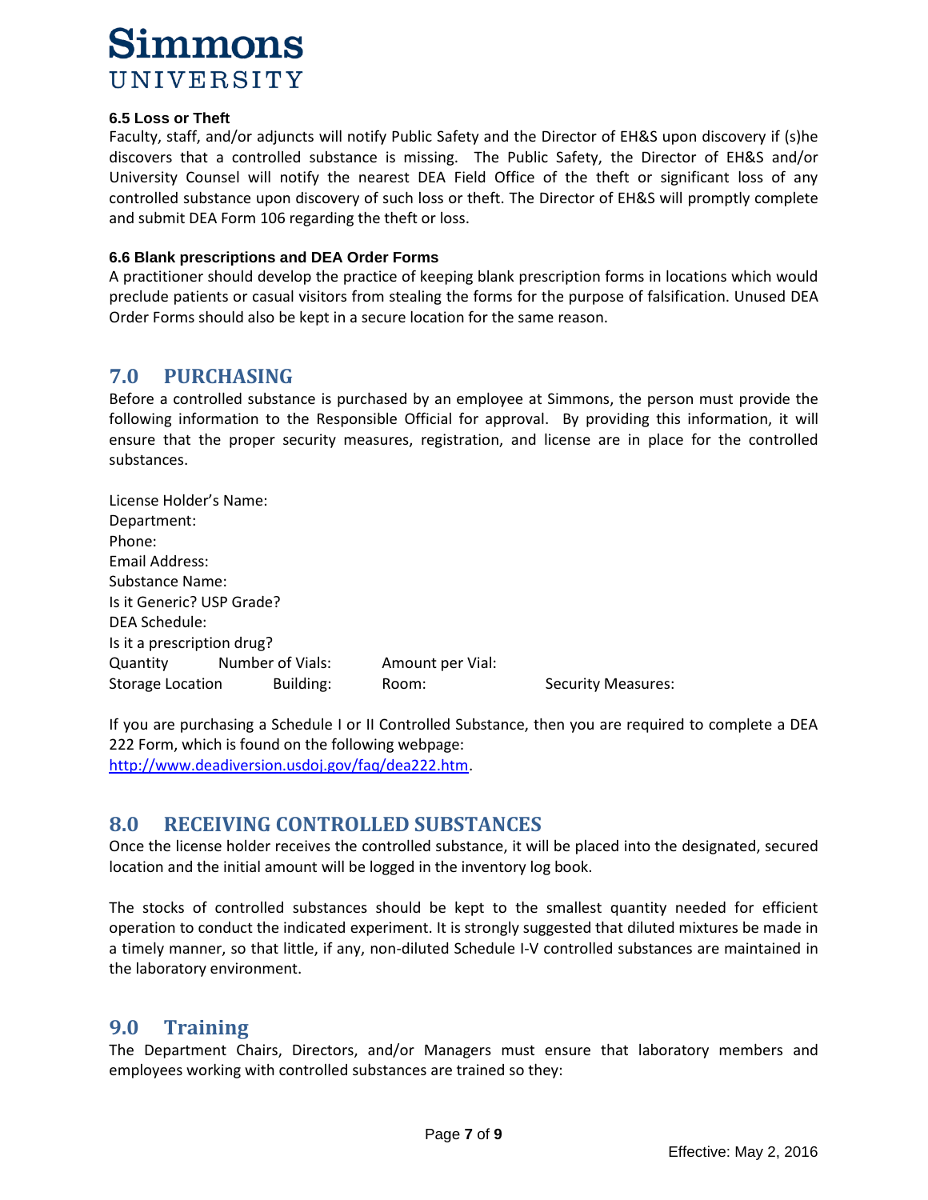### 6.5 Loss or Theft

Faculty, staff, and/or adjuncts will notify Public Safety and the Director of EH&S upon discovery if (s)he discovers that a controlled substance is missing. The Public Safety, the Director of EH&S and/or University Counsel will notify the nearest DEA Field Office of the theft or significant loss of any controlled substance upon discovery of such loss or theft. The Director of EH&S will promptly complete and submit DEA Form 106 regarding the theft or loss.

### 6.6 Blank prescriptions and DEA Order Forms

A practitioner should develop the practice of keeping blank prescription forms in locations which would preclude patients or casual visitors from stealing the forms for the purpose of falsification. Unused DEA Order Forms should also be kept in a secure location for the same reason.

## 7.0 PURCHASING

Before a controlled substance is purchased by an employee at Simmons, the person must provide the following information to the Responsible Official for approval. By providing this information, it will ensure that the proper security measures, registration, and license are in place for the controlled substances.

License Holder's Name:
Department:
Phone:
Email Address:
Substance Name:
Is it Generic? USP Grade?
DEA Schedule:
Is it a prescription drug?
Quantity Number of Vials: Amount per Vial:
Storage Location Building: Room: Security Measures:

If you are purchasing a Schedule I or II Controlled Substance, then you are required to complete a DEA 222 Form, which is found on the following webpage: http://www.deadiversion.usdoj.gov/faq/dea222.htm.

## 8.0 RECEIVING CONTROLLED SUBSTANCES

Once the license holder receives the controlled substance, it will be placed into the designated, secured location and the initial amount will be logged in the inventory log book.

The stocks of controlled substances should be kept to the smallest quantity needed for efficient operation to conduct the indicated experiment. It is strongly suggested that diluted mixtures be made in a timely manner, so that little, if any, non-diluted Schedule I-V controlled substances are maintained in the laboratory environment.

## 9.0 Training

The Department Chairs, Directors, and/or Managers must ensure that laboratory members and employees working with controlled substances are trained so they: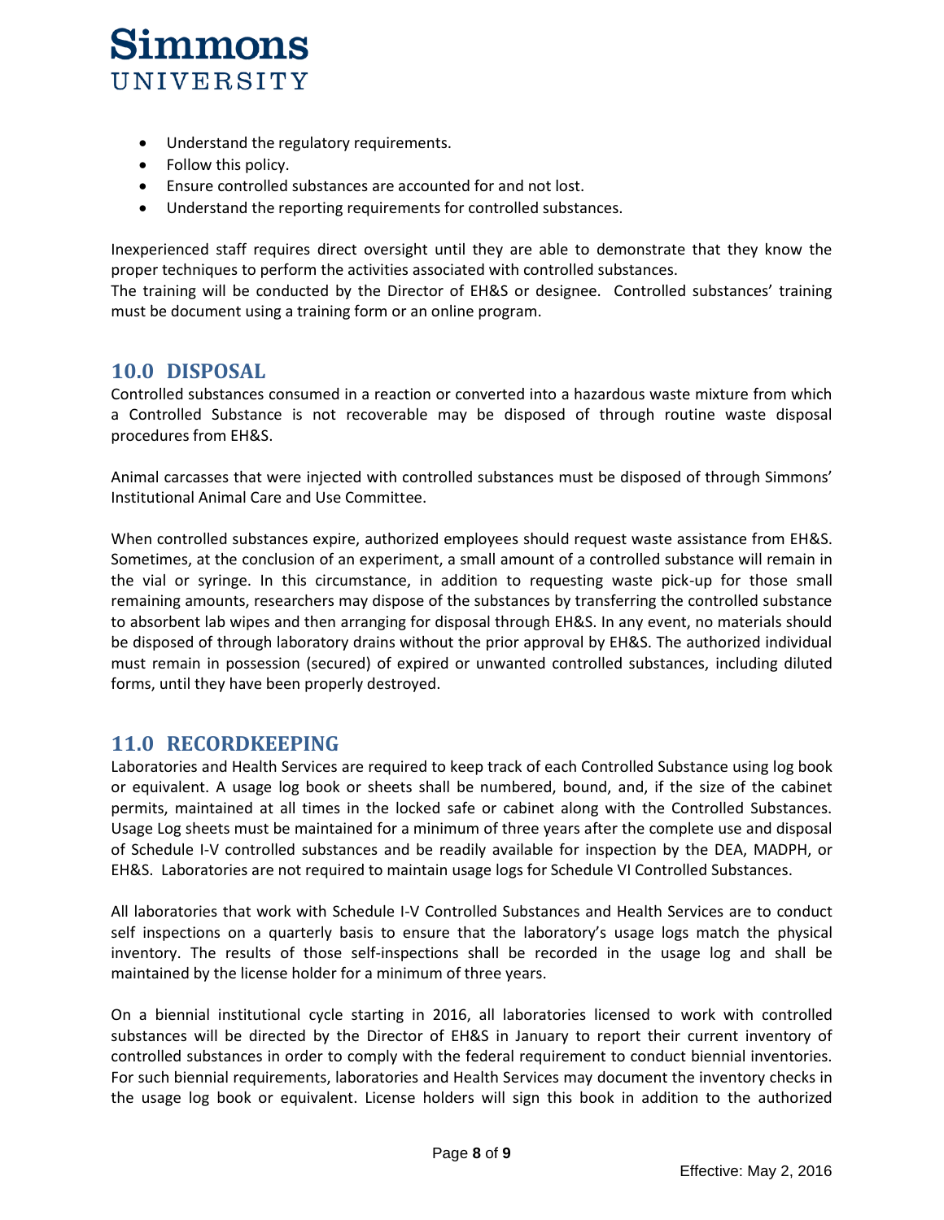- Understand the regulatory requirements.
- Follow this policy.
- Ensure controlled substances are accounted for and not lost.
- Understand the reporting requirements for controlled substances.

Inexperienced staff requires direct oversight until they are able to demonstrate that they know the proper techniques to perform the activities associated with controlled substances.
The training will be conducted by the Director of EH&S or designee. Controlled substances' training must be document using a training form or an online program.

## 10.0 DISPOSAL

Controlled substances consumed in a reaction or converted into a hazardous waste mixture from which a Controlled Substance is not recoverable may be disposed of through routine waste disposal procedures from EH&S.

Animal carcasses that were injected with controlled substances must be disposed of through Simmons' Institutional Animal Care and Use Committee.

When controlled substances expire, authorized employees should request waste assistance from EH&S. Sometimes, at the conclusion of an experiment, a small amount of a controlled substance will remain in the vial or syringe. In this circumstance, in addition to requesting waste pick-up for those small remaining amounts, researchers may dispose of the substances by transferring the controlled substance to absorbent lab wipes and then arranging for disposal through EH&S. In any event, no materials should be disposed of through laboratory drains without the prior approval by EH&S. The authorized individual must remain in possession (secured) of expired or unwanted controlled substances, including diluted forms, until they have been properly destroyed.

## 11.0 RECORDKEEPING

Laboratories and Health Services are required to keep track of each Controlled Substance using log book or equivalent. A usage log book or sheets shall be numbered, bound, and, if the size of the cabinet permits, maintained at all times in the locked safe or cabinet along with the Controlled Substances. Usage Log sheets must be maintained for a minimum of three years after the complete use and disposal of Schedule I-V controlled substances and be readily available for inspection by the DEA, MADPH, or EH&S. Laboratories are not required to maintain usage logs for Schedule VI Controlled Substances.

All laboratories that work with Schedule I-V Controlled Substances and Health Services are to conduct self inspections on a quarterly basis to ensure that the laboratory's usage logs match the physical inventory. The results of those self-inspections shall be recorded in the usage log and shall be maintained by the license holder for a minimum of three years.

On a biennial institutional cycle starting in 2016, all laboratories licensed to work with controlled substances will be directed by the Director of EH&S in January to report their current inventory of controlled substances in order to comply with the federal requirement to conduct biennial inventories. For such biennial requirements, laboratories and Health Services may document the inventory checks in the usage log book or equivalent. License holders will sign this book in addition to the authorized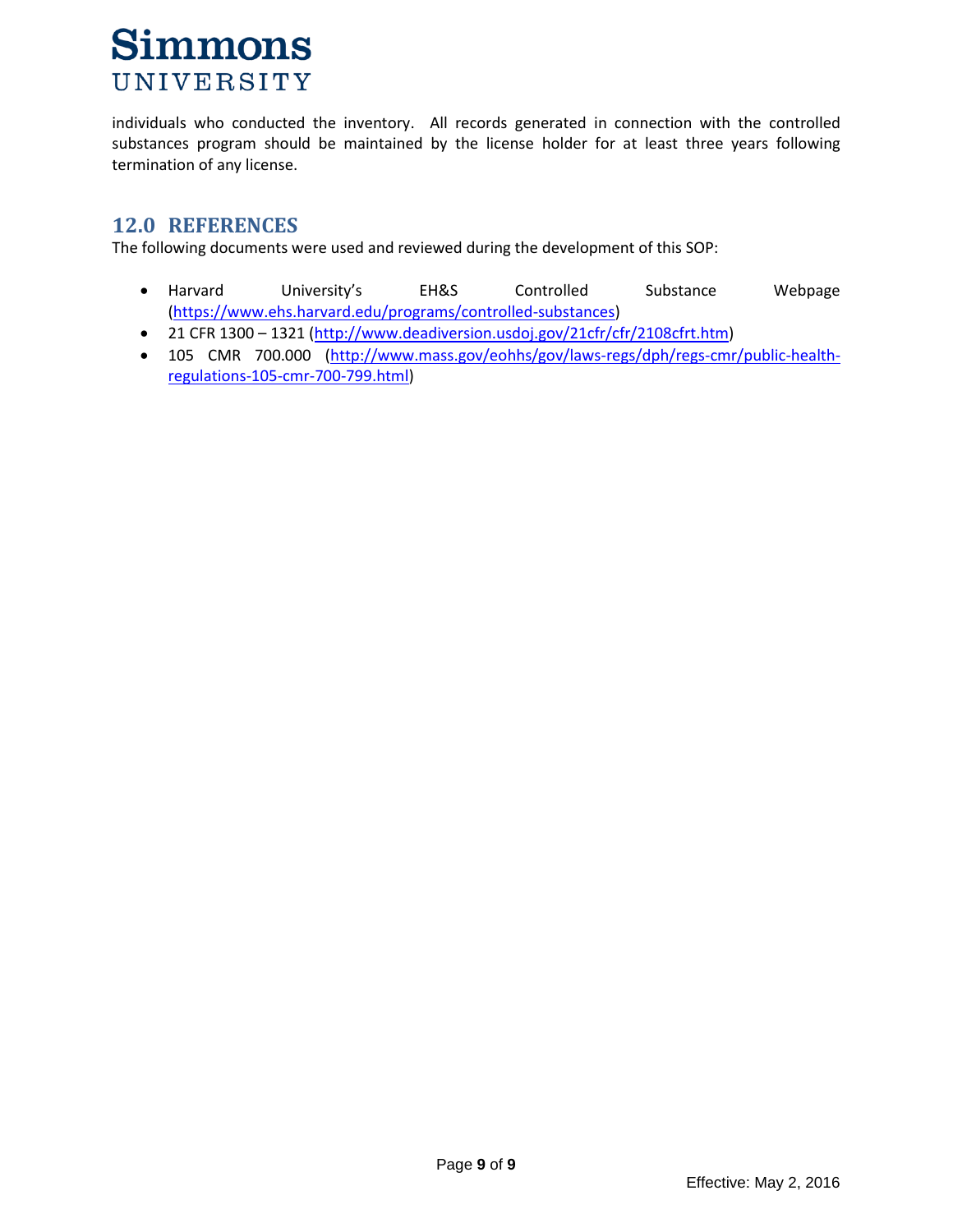individuals who conducted the inventory. All records generated in connection with the controlled substances program should be maintained by the license holder for at least three years following termination of any license.

## 12.0 REFERENCES

The following documents were used and reviewed during the development of this SOP:

- Harvard University's EH&S Controlled Substance Webpage (https://www.ehs.harvard.edu/programs/controlled-substances)
- 21 CFR 1300 – 1321 (http://www.deadiversion.usdoj.gov/21cfr/cfr/2108cfrt.htm)
- 105 CMR 700.000 (http://www.mass.gov/eohhs/gov/laws-regs/dph/regs-cmr/public-health-regulations-105-cmr-700-799.html)

Effective: May 2, 2016